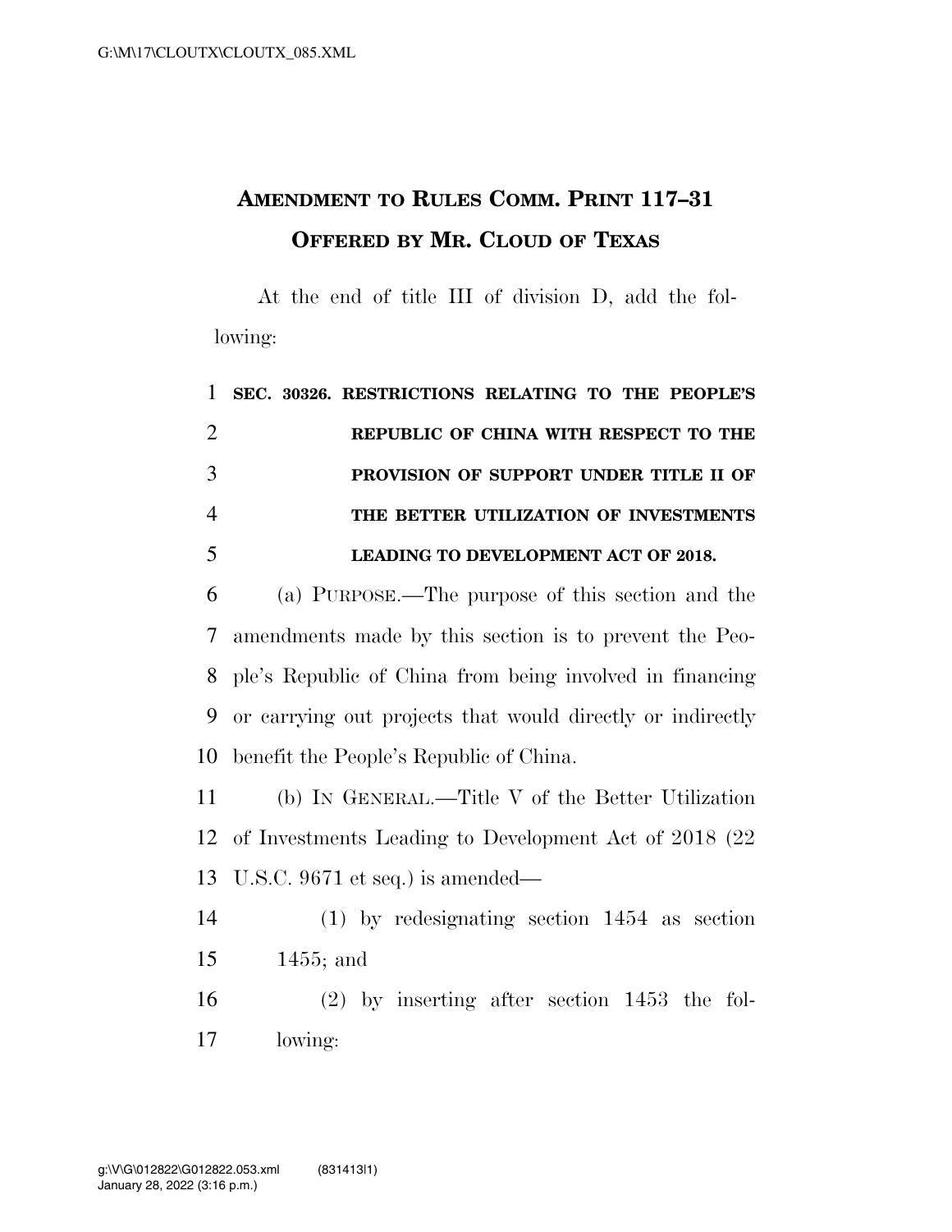# AMENDMENT TO RULES COMM. PRINT 117–31 OFFERED BY MR. CLOUD OF TEXAS

At the end of title III of division D, add the following:

**SEC. 30326. RESTRICTIONS RELATING TO THE PEOPLE'S REPUBLIC OF CHINA WITH RESPECT TO THE PROVISION OF SUPPORT UNDER TITLE II OF THE BETTER UTILIZATION OF INVESTMENTS LEADING TO DEVELOPMENT ACT OF 2018.**

(a) PURPOSE.—The purpose of this section and the amendments made by this section is to prevent the People's Republic of China from being involved in financing or carrying out projects that would directly or indirectly benefit the People's Republic of China.

(b) IN GENERAL.—Title V of the Better Utilization of Investments Leading to Development Act of 2018 (22 U.S.C. 9671 et seq.) is amended—

(1) by redesignating section 1454 as section 1455; and

(2) by inserting after section 1453 the following: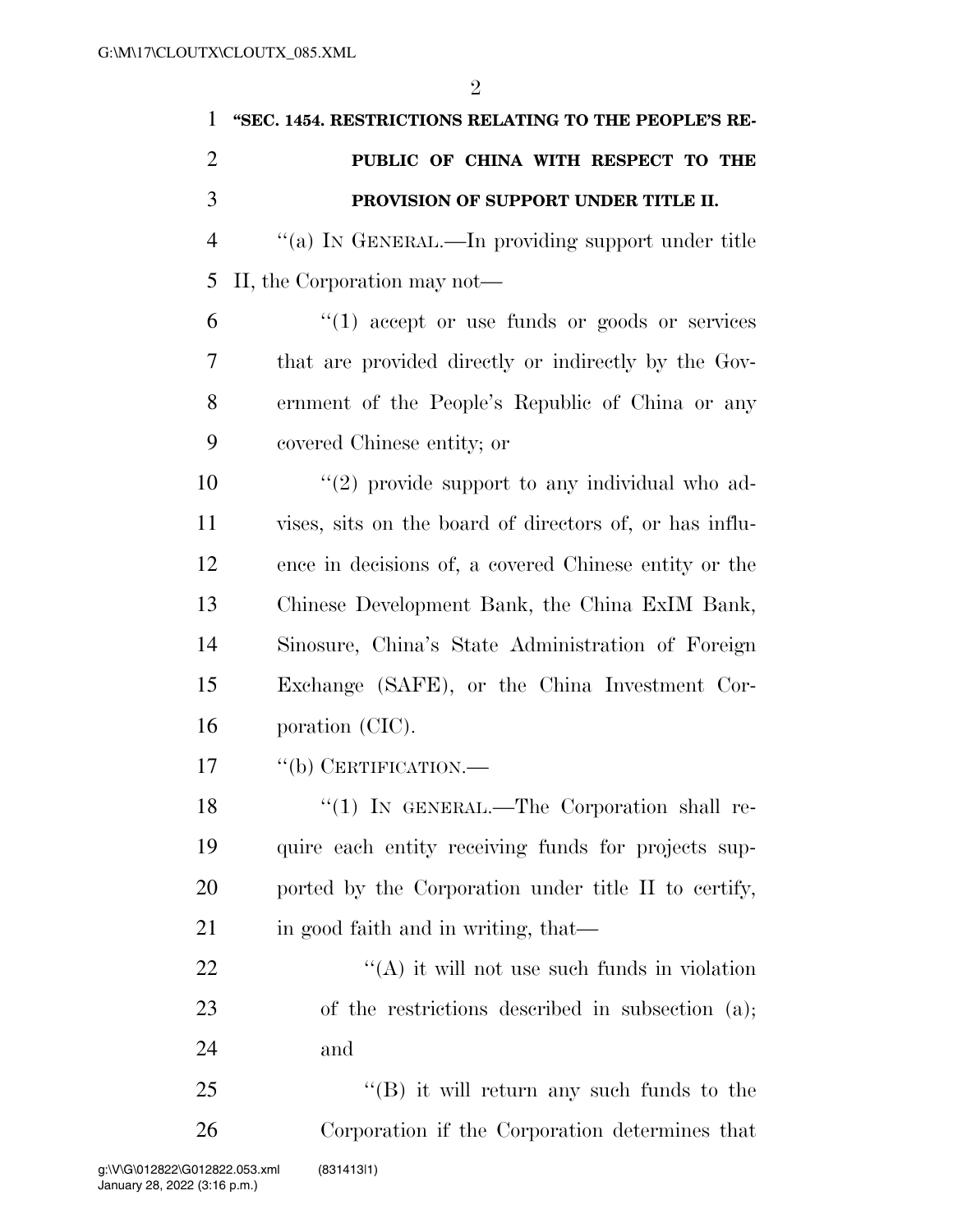**"SEC. 1454. RESTRICTIONS RELATING TO THE PEOPLE'S REPUBLIC OF CHINA WITH RESPECT TO THE PROVISION OF SUPPORT UNDER TITLE II.**

"(a) IN GENERAL.—In providing support under title II, the Corporation may not—

"(1) accept or use funds or goods or services that are provided directly or indirectly by the Government of the People's Republic of China or any covered Chinese entity; or

"(2) provide support to any individual who advises, sits on the board of directors of, or has influence in decisions of, a covered Chinese entity or the Chinese Development Bank, the China ExIM Bank, Sinosure, China's State Administration of Foreign Exchange (SAFE), or the China Investment Corporation (CIC).

"(b) CERTIFICATION.—

"(1) IN GENERAL.—The Corporation shall require each entity receiving funds for projects supported by the Corporation under title II to certify, in good faith and in writing, that—

"(A) it will not use such funds in violation of the restrictions described in subsection (a); and

"(B) it will return any such funds to the Corporation if the Corporation determines that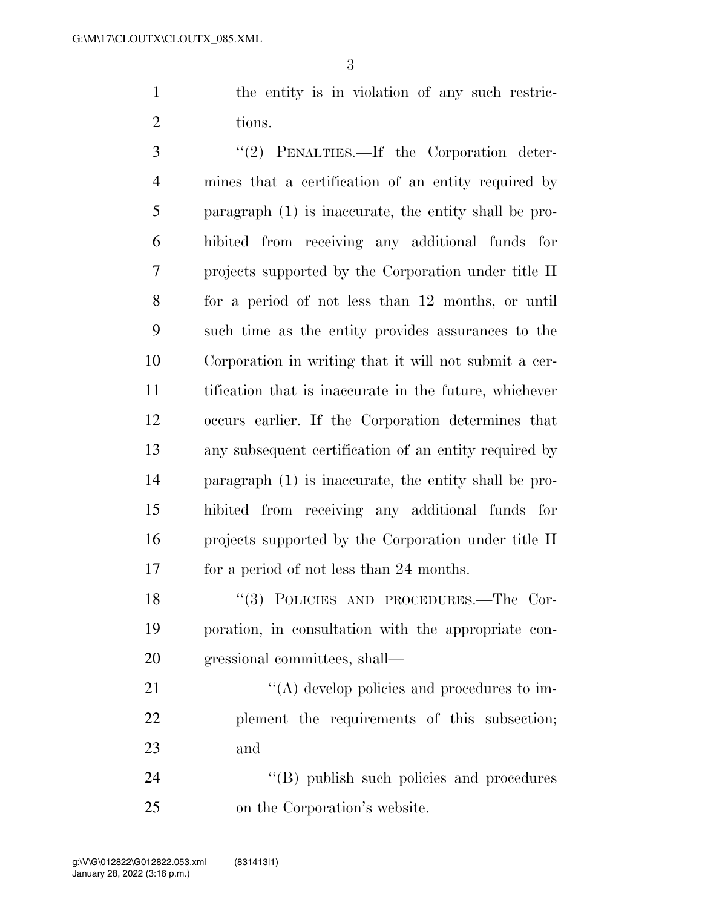the entity is in violation of any such restrictions.

"(2) PENALTIES.—If the Corporation determines that a certification of an entity required by paragraph (1) is inaccurate, the entity shall be prohibited from receiving any additional funds for projects supported by the Corporation under title II for a period of not less than 12 months, or until such time as the entity provides assurances to the Corporation in writing that it will not submit a certification that is inaccurate in the future, whichever occurs earlier. If the Corporation determines that any subsequent certification of an entity required by paragraph (1) is inaccurate, the entity shall be prohibited from receiving any additional funds for projects supported by the Corporation under title II for a period of not less than 24 months.

"(3) POLICIES AND PROCEDURES.—The Corporation, in consultation with the appropriate congressional committees, shall—

"(A) develop policies and procedures to implement the requirements of this subsection; and

"(B) publish such policies and procedures on the Corporation's website.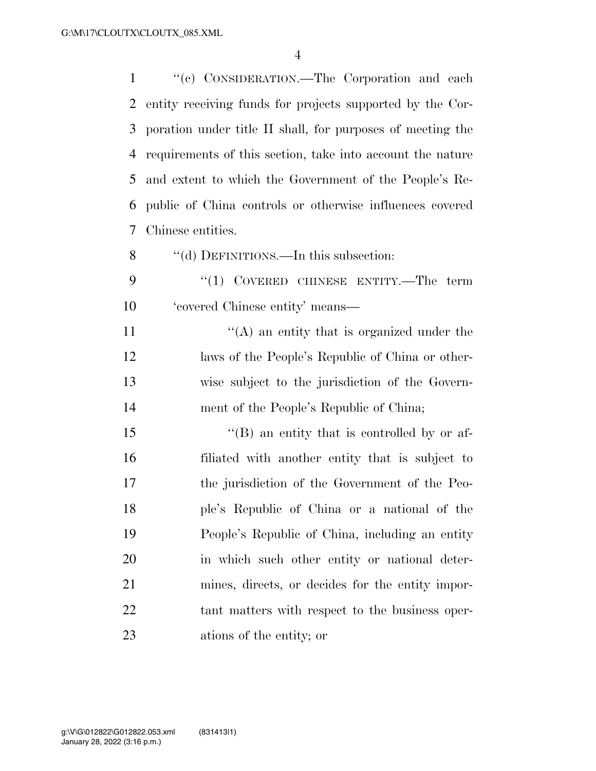"(c) CONSIDERATION.—The Corporation and each entity receiving funds for projects supported by the Corporation under title II shall, for purposes of meeting the requirements of this section, take into account the nature and extent to which the Government of the People's Republic of China controls or otherwise influences covered Chinese entities.

"(d) DEFINITIONS.—In this subsection:

"(1) COVERED CHINESE ENTITY.—The term 'covered Chinese entity' means—

"(A) an entity that is organized under the laws of the People's Republic of China or otherwise subject to the jurisdiction of the Government of the People's Republic of China;

"(B) an entity that is controlled by or affiliated with another entity that is subject to the jurisdiction of the Government of the People's Republic of China or a national of the People's Republic of China, including an entity in which such other entity or national determines, directs, or decides for the entity important matters with respect to the business operations of the entity; or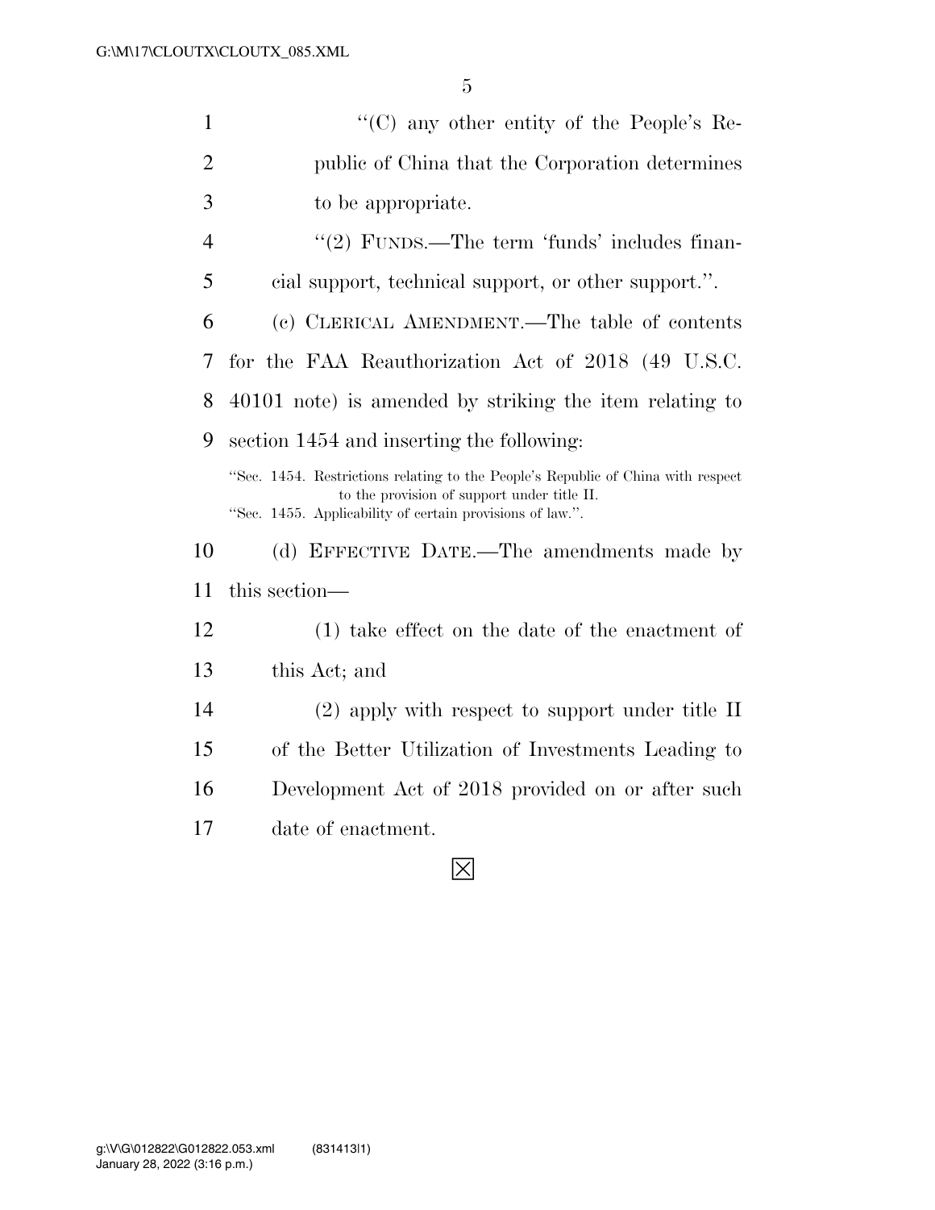''(C) any other entity of the People's Republic of China that the Corporation determines to be appropriate.

''(2) FUNDS.—The term 'funds' includes financial support, technical support, or other support.''.

(c) CLERICAL AMENDMENT.—The table of contents for the FAA Reauthorization Act of 2018 (49 U.S.C. 40101 note) is amended by striking the item relating to section 1454 and inserting the following:

''Sec. 1454. Restrictions relating to the People's Republic of China with respect to the provision of support under title II.
''Sec. 1455. Applicability of certain provisions of law.''.

(d) EFFECTIVE DATE.—The amendments made by this section—

(1) take effect on the date of the enactment of this Act; and

(2) apply with respect to support under title II of the Better Utilization of Investments Leading to Development Act of 2018 provided on or after such date of enactment.